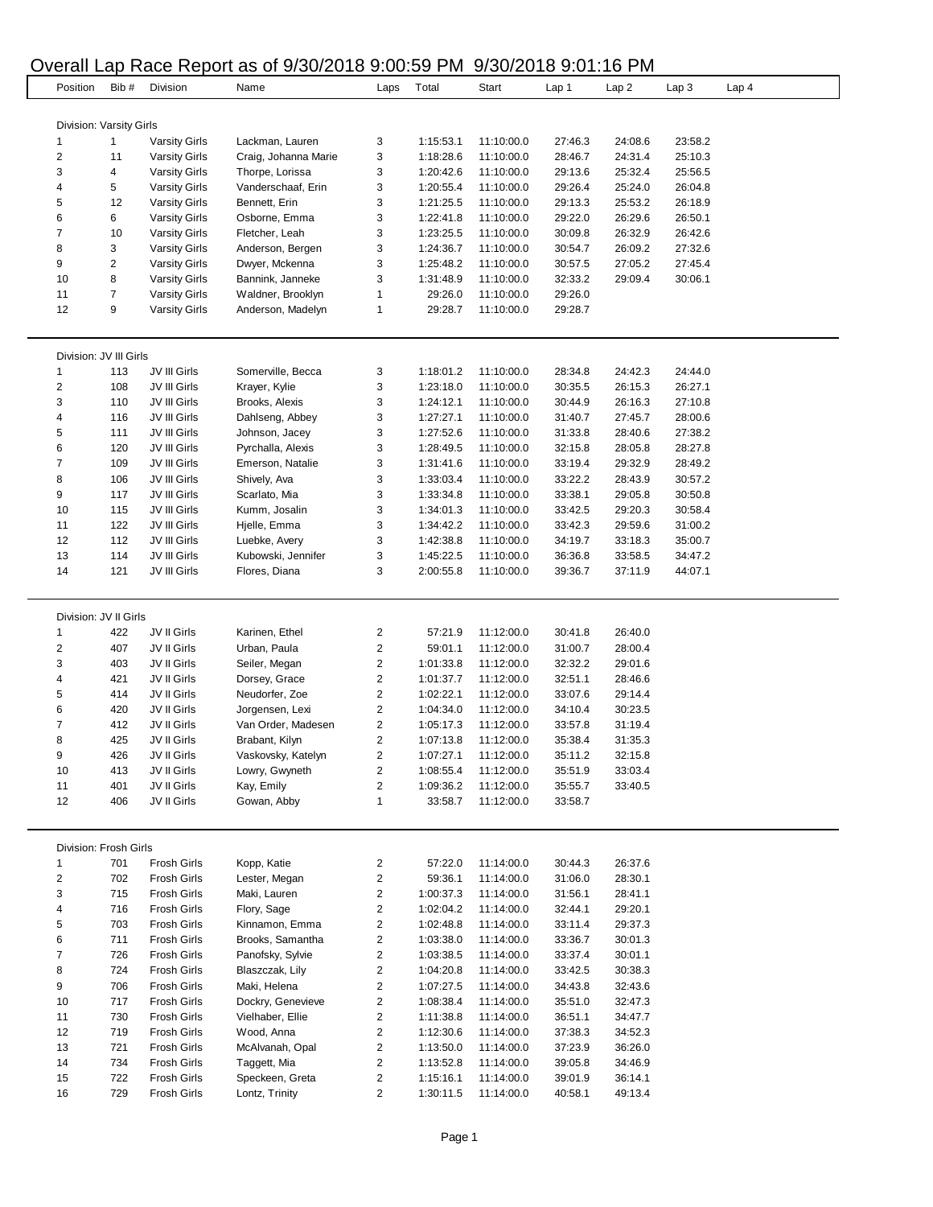# Overall Lap Race Report as of 9/30/2018 9:00:59 PM 9/30/2018 9:01:16 PM

| Position | Bib # | Division | Name | Laps | Total | Start | Lap 1 | Lap 2 | Lap 3 | Lap 4 |
|---|---|---|---|---|---|---|---|---|---|---|
| **Division: Varsity Girls** | | | | | | | | | | |
| 1 | 1 | Varsity Girls | Lackman, Lauren | 3 | 1:15:53.1 | 11:10:00.0 | 27:46.3 | 24:08.6 | 23:58.2 | |
| 2 | 11 | Varsity Girls | Craig, Johanna Marie | 3 | 1:18:28.6 | 11:10:00.0 | 28:46.7 | 24:31.4 | 25:10.3 | |
| 3 | 4 | Varsity Girls | Thorpe, Lorissa | 3 | 1:20:42.6 | 11:10:00.0 | 29:13.6 | 25:32.4 | 25:56.5 | |
| 4 | 5 | Varsity Girls | Vanderschaaf, Erin | 3 | 1:20:55.4 | 11:10:00.0 | 29:26.4 | 25:24.0 | 26:04.8 | |
| 5 | 12 | Varsity Girls | Bennett, Erin | 3 | 1:21:25.5 | 11:10:00.0 | 29:13.3 | 25:53.2 | 26:18.9 | |
| 6 | 6 | Varsity Girls | Osborne, Emma | 3 | 1:22:41.8 | 11:10:00.0 | 29:22.0 | 26:29.6 | 26:50.1 | |
| 7 | 10 | Varsity Girls | Fletcher, Leah | 3 | 1:23:25.5 | 11:10:00.0 | 30:09.8 | 26:32.9 | 26:42.6 | |
| 8 | 3 | Varsity Girls | Anderson, Bergen | 3 | 1:24:36.7 | 11:10:00.0 | 30:54.7 | 26:09.2 | 27:32.6 | |
| 9 | 2 | Varsity Girls | Dwyer, Mckenna | 3 | 1:25:48.2 | 11:10:00.0 | 30:57.5 | 27:05.2 | 27:45.4 | |
| 10 | 8 | Varsity Girls | Bannink, Janneke | 3 | 1:31:48.9 | 11:10:00.0 | 32:33.2 | 29:09.4 | 30:06.1 | |
| 11 | 7 | Varsity Girls | Waldner, Brooklyn | 1 | 29:26.0 | 11:10:00.0 | 29:26.0 | | | |
| 12 | 9 | Varsity Girls | Anderson, Madelyn | 1 | 29:28.7 | 11:10:00.0 | 29:28.7 | | | |
| **Division: JV III Girls** | | | | | | | | | | |
| 1 | 113 | JV III Girls | Somerville, Becca | 3 | 1:18:01.2 | 11:10:00.0 | 28:34.8 | 24:42.3 | 24:44.0 | |
| 2 | 108 | JV III Girls | Krayer, Kylie | 3 | 1:23:18.0 | 11:10:00.0 | 30:35.5 | 26:15.3 | 26:27.1 | |
| 3 | 110 | JV III Girls | Brooks, Alexis | 3 | 1:24:12.1 | 11:10:00.0 | 30:44.9 | 26:16.3 | 27:10.8 | |
| 4 | 116 | JV III Girls | Dahlseng, Abbey | 3 | 1:27:27.1 | 11:10:00.0 | 31:40.7 | 27:45.7 | 28:00.6 | |
| 5 | 111 | JV III Girls | Johnson, Jacey | 3 | 1:27:52.6 | 11:10:00.0 | 31:33.8 | 28:40.6 | 27:38.2 | |
| 6 | 120 | JV III Girls | Pyrchalla, Alexis | 3 | 1:28:49.5 | 11:10:00.0 | 32:15.8 | 28:05.8 | 28:27.8 | |
| 7 | 109 | JV III Girls | Emerson, Natalie | 3 | 1:31:41.6 | 11:10:00.0 | 33:19.4 | 29:32.9 | 28:49.2 | |
| 8 | 106 | JV III Girls | Shively, Ava | 3 | 1:33:03.4 | 11:10:00.0 | 33:22.2 | 28:43.9 | 30:57.2 | |
| 9 | 117 | JV III Girls | Scarlato, Mia | 3 | 1:33:34.8 | 11:10:00.0 | 33:38.1 | 29:05.8 | 30:50.8 | |
| 10 | 115 | JV III Girls | Kumm, Josalin | 3 | 1:34:01.3 | 11:10:00.0 | 33:42.5 | 29:20.3 | 30:58.4 | |
| 11 | 122 | JV III Girls | Hjelle, Emma | 3 | 1:34:42.2 | 11:10:00.0 | 33:42.3 | 29:59.6 | 31:00.2 | |
| 12 | 112 | JV III Girls | Luebke, Avery | 3 | 1:42:38.8 | 11:10:00.0 | 34:19.7 | 33:18.3 | 35:00.7 | |
| 13 | 114 | JV III Girls | Kubowski, Jennifer | 3 | 1:45:22.5 | 11:10:00.0 | 36:36.8 | 33:58.5 | 34:47.2 | |
| 14 | 121 | JV III Girls | Flores, Diana | 3 | 2:00:55.8 | 11:10:00.0 | 39:36.7 | 37:11.9 | 44:07.1 | |
| **Division: JV II Girls** | | | | | | | | | | |
| 1 | 422 | JV II Girls | Karinen, Ethel | 2 | 57:21.9 | 11:12:00.0 | 30:41.8 | 26:40.0 | | |
| 2 | 407 | JV II Girls | Urban, Paula | 2 | 59:01.1 | 11:12:00.0 | 31:00.7 | 28:00.4 | | |
| 3 | 403 | JV II Girls | Seiler, Megan | 2 | 1:01:33.8 | 11:12:00.0 | 32:32.2 | 29:01.6 | | |
| 4 | 421 | JV II Girls | Dorsey, Grace | 2 | 1:01:37.7 | 11:12:00.0 | 32:51.1 | 28:46.6 | | |
| 5 | 414 | JV II Girls | Neudorfer, Zoe | 2 | 1:02:22.1 | 11:12:00.0 | 33:07.6 | 29:14.4 | | |
| 6 | 420 | JV II Girls | Jorgensen, Lexi | 2 | 1:04:34.0 | 11:12:00.0 | 34:10.4 | 30:23.5 | | |
| 7 | 412 | JV II Girls | Van Order, Madesen | 2 | 1:05:17.3 | 11:12:00.0 | 33:57.8 | 31:19.4 | | |
| 8 | 425 | JV II Girls | Brabant, Kilyn | 2 | 1:07:13.8 | 11:12:00.0 | 35:38.4 | 31:35.3 | | |
| 9 | 426 | JV II Girls | Vaskovsky, Katelyn | 2 | 1:07:27.1 | 11:12:00.0 | 35:11.2 | 32:15.8 | | |
| 10 | 413 | JV II Girls | Lowry, Gwyneth | 2 | 1:08:55.4 | 11:12:00.0 | 35:51.9 | 33:03.4 | | |
| 11 | 401 | JV II Girls | Kay, Emily | 2 | 1:09:36.2 | 11:12:00.0 | 35:55.7 | 33:40.5 | | |
| 12 | 406 | JV II Girls | Gowan, Abby | 1 | 33:58.7 | 11:12:00.0 | 33:58.7 | | | |
| **Division: Frosh Girls** | | | | | | | | | | |
| 1 | 701 | Frosh Girls | Kopp, Katie | 2 | 57:22.0 | 11:14:00.0 | 30:44.3 | 26:37.6 | | |
| 2 | 702 | Frosh Girls | Lester, Megan | 2 | 59:36.1 | 11:14:00.0 | 31:06.0 | 28:30.1 | | |
| 3 | 715 | Frosh Girls | Maki, Lauren | 2 | 1:00:37.3 | 11:14:00.0 | 31:56.1 | 28:41.1 | | |
| 4 | 716 | Frosh Girls | Flory, Sage | 2 | 1:02:04.2 | 11:14:00.0 | 32:44.1 | 29:20.1 | | |
| 5 | 703 | Frosh Girls | Kinnamon, Emma | 2 | 1:02:48.8 | 11:14:00.0 | 33:11.4 | 29:37.3 | | |
| 6 | 711 | Frosh Girls | Brooks, Samantha | 2 | 1:03:38.0 | 11:14:00.0 | 33:36.7 | 30:01.3 | | |
| 7 | 726 | Frosh Girls | Panofsky, Sylvie | 2 | 1:03:38.5 | 11:14:00.0 | 33:37.4 | 30:01.1 | | |
| 8 | 724 | Frosh Girls | Blaszczak, Lily | 2 | 1:04:20.8 | 11:14:00.0 | 33:42.5 | 30:38.3 | | |
| 9 | 706 | Frosh Girls | Maki, Helena | 2 | 1:07:27.5 | 11:14:00.0 | 34:43.8 | 32:43.6 | | |
| 10 | 717 | Frosh Girls | Dockry, Genevieve | 2 | 1:08:38.4 | 11:14:00.0 | 35:51.0 | 32:47.3 | | |
| 11 | 730 | Frosh Girls | Vielhaber, Ellie | 2 | 1:11:38.8 | 11:14:00.0 | 36:51.1 | 34:47.7 | | |
| 12 | 719 | Frosh Girls | Wood, Anna | 2 | 1:12:30.6 | 11:14:00.0 | 37:38.3 | 34:52.3 | | |
| 13 | 721 | Frosh Girls | McAlvanah, Opal | 2 | 1:13:50.0 | 11:14:00.0 | 37:23.9 | 36:26.0 | | |
| 14 | 734 | Frosh Girls | Taggett, Mia | 2 | 1:13:52.8 | 11:14:00.0 | 39:05.8 | 34:46.9 | | |
| 15 | 722 | Frosh Girls | Speckeen, Greta | 2 | 1:15:16.1 | 11:14:00.0 | 39:01.9 | 36:14.1 | | |
| 16 | 729 | Frosh Girls | Lontz, Trinity | 2 | 1:30:11.5 | 11:14:00.0 | 40:58.1 | 49:13.4 | | |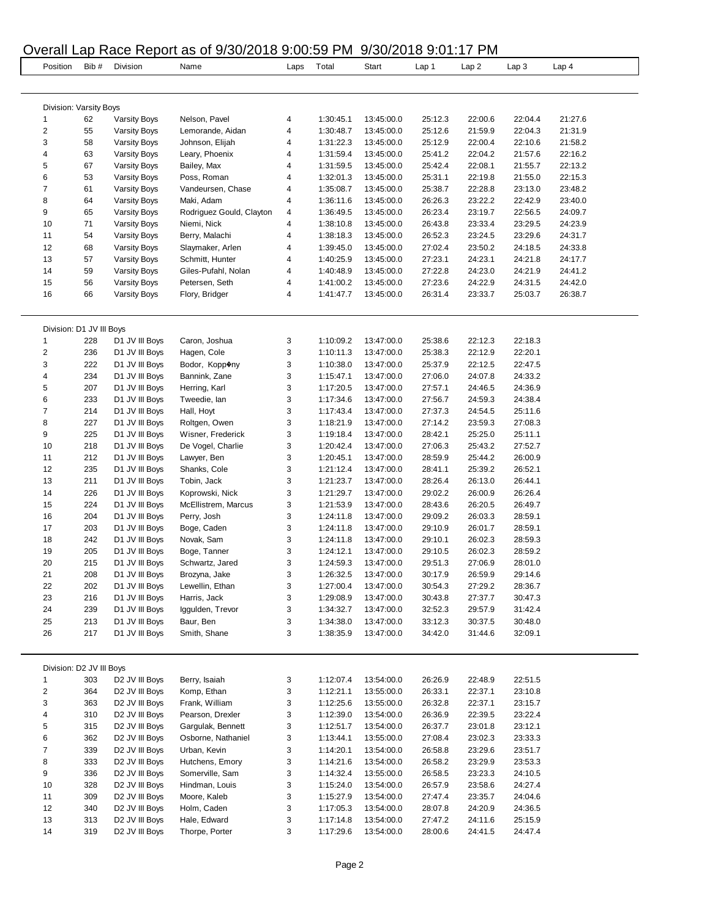# Overall Lap Race Report as of 9/30/2018 9:00:59 PM 9/30/2018 9:01:17 PM

| Position | Bib # | Division | Name | Laps | Total | Start | Lap 1 | Lap 2 | Lap 3 | Lap 4 |
|---|---|---|---|---|---|---|---|---|---|---|
| **Division: Varsity Boys** | | | | | | | | | | |
| 1 | 62 | Varsity Boys | Nelson, Pavel | 4 | 1:30:45.1 | 13:45:00.0 | 25:12.3 | 22:00.6 | 22:04.4 | 21:27.6 |
| 2 | 55 | Varsity Boys | Lemorande, Aidan | 4 | 1:30:48.7 | 13:45:00.0 | 25:12.6 | 21:59.9 | 22:04.3 | 21:31.9 |
| 3 | 58 | Varsity Boys | Johnson, Elijah | 4 | 1:31:22.3 | 13:45:00.0 | 25:12.9 | 22:00.4 | 22:10.6 | 21:58.2 |
| 4 | 63 | Varsity Boys | Leary, Phoenix | 4 | 1:31:59.4 | 13:45:00.0 | 25:41.2 | 22:04.2 | 21:57.6 | 22:16.2 |
| 5 | 67 | Varsity Boys | Bailey, Max | 4 | 1:31:59.5 | 13:45:00.0 | 25:42.4 | 22:08.1 | 21:55.7 | 22:13.2 |
| 6 | 53 | Varsity Boys | Poss, Roman | 4 | 1:32:01.3 | 13:45:00.0 | 25:31.1 | 22:19.8 | 21:55.0 | 22:15.3 |
| 7 | 61 | Varsity Boys | Vandeursen, Chase | 4 | 1:35:08.7 | 13:45:00.0 | 25:38.7 | 22:28.8 | 23:13.0 | 23:48.2 |
| 8 | 64 | Varsity Boys | Maki, Adam | 4 | 1:36:11.6 | 13:45:00.0 | 26:26.3 | 23:22.2 | 22:42.9 | 23:40.0 |
| 9 | 65 | Varsity Boys | Rodriguez Gould, Clayton | 4 | 1:36:49.5 | 13:45:00.0 | 26:23.4 | 23:19.7 | 22:56.5 | 24:09.7 |
| 10 | 71 | Varsity Boys | Niemi, Nick | 4 | 1:38:10.8 | 13:45:00.0 | 26:43.8 | 23:33.4 | 23:29.5 | 24:23.9 |
| 11 | 54 | Varsity Boys | Berry, Malachi | 4 | 1:38:18.3 | 13:45:00.0 | 26:52.3 | 23:24.5 | 23:29.6 | 24:31.7 |
| 12 | 68 | Varsity Boys | Slaymaker, Arlen | 4 | 1:39:45.0 | 13:45:00.0 | 27:02.4 | 23:50.2 | 24:18.5 | 24:33.8 |
| 13 | 57 | Varsity Boys | Schmitt, Hunter | 4 | 1:40:25.9 | 13:45:00.0 | 27:23.1 | 24:23.1 | 24:21.8 | 24:17.7 |
| 14 | 59 | Varsity Boys | Giles-Pufahl, Nolan | 4 | 1:40:48.9 | 13:45:00.0 | 27:22.8 | 24:23.0 | 24:21.9 | 24:41.2 |
| 15 | 56 | Varsity Boys | Petersen, Seth | 4 | 1:41:00.2 | 13:45:00.0 | 27:23.6 | 24:22.9 | 24:31.5 | 24:42.0 |
| 16 | 66 | Varsity Boys | Flory, Bridger | 4 | 1:41:47.7 | 13:45:00.0 | 26:31.4 | 23:33.7 | 25:03.7 | 26:38.7 |
| **Division: D1 JV III Boys** | | | | | | | | | | |
| 1 | 228 | D1 JV III Boys | Caron, Joshua | 3 | 1:10:09.2 | 13:47:00.0 | 25:38.6 | 22:12.3 | 22:18.3 | |
| 2 | 236 | D1 JV III Boys | Hagen, Cole | 3 | 1:10:11.3 | 13:47:00.0 | 25:38.3 | 22:12.9 | 22:20.1 | |
| 3 | 222 | D1 JV III Boys | Bodor, Kopp�ny | 3 | 1:10:38.0 | 13:47:00.0 | 25:37.9 | 22:12.5 | 22:47.5 | |
| 4 | 234 | D1 JV III Boys | Bannink, Zane | 3 | 1:15:47.1 | 13:47:00.0 | 27:06.0 | 24:07.8 | 24:33.2 | |
| 5 | 207 | D1 JV III Boys | Herring, Karl | 3 | 1:17:20.5 | 13:47:00.0 | 27:57.1 | 24:46.5 | 24:36.9 | |
| 6 | 233 | D1 JV III Boys | Tweedie, Ian | 3 | 1:17:34.6 | 13:47:00.0 | 27:56.7 | 24:59.3 | 24:38.4 | |
| 7 | 214 | D1 JV III Boys | Hall, Hoyt | 3 | 1:17:43.4 | 13:47:00.0 | 27:37.3 | 24:54.5 | 25:11.6 | |
| 8 | 227 | D1 JV III Boys | Roltgen, Owen | 3 | 1:18:21.9 | 13:47:00.0 | 27:14.2 | 23:59.3 | 27:08.3 | |
| 9 | 225 | D1 JV III Boys | Wisner, Frederick | 3 | 1:19:18.4 | 13:47:00.0 | 28:42.1 | 25:25.0 | 25:11.1 | |
| 10 | 218 | D1 JV III Boys | De Vogel, Charlie | 3 | 1:20:42.4 | 13:47:00.0 | 27:06.3 | 25:43.2 | 27:52.7 | |
| 11 | 212 | D1 JV III Boys | Lawyer, Ben | 3 | 1:20:45.1 | 13:47:00.0 | 28:59.9 | 25:44.2 | 26:00.9 | |
| 12 | 235 | D1 JV III Boys | Shanks, Cole | 3 | 1:21:12.4 | 13:47:00.0 | 28:41.1 | 25:39.2 | 26:52.1 | |
| 13 | 211 | D1 JV III Boys | Tobin, Jack | 3 | 1:21:23.7 | 13:47:00.0 | 28:26.4 | 26:13.0 | 26:44.1 | |
| 14 | 226 | D1 JV III Boys | Koprowski, Nick | 3 | 1:21:29.7 | 13:47:00.0 | 29:02.2 | 26:00.9 | 26:26.4 | |
| 15 | 224 | D1 JV III Boys | McEllistrem, Marcus | 3 | 1:21:53.9 | 13:47:00.0 | 28:43.6 | 26:20.5 | 26:49.7 | |
| 16 | 204 | D1 JV III Boys | Perry, Josh | 3 | 1:24:11.8 | 13:47:00.0 | 29:09.2 | 26:03.3 | 28:59.1 | |
| 17 | 203 | D1 JV III Boys | Boge, Caden | 3 | 1:24:11.8 | 13:47:00.0 | 29:10.9 | 26:01.7 | 28:59.1 | |
| 18 | 242 | D1 JV III Boys | Novak, Sam | 3 | 1:24:11.8 | 13:47:00.0 | 29:10.1 | 26:02.3 | 28:59.3 | |
| 19 | 205 | D1 JV III Boys | Boge, Tanner | 3 | 1:24:12.1 | 13:47:00.0 | 29:10.5 | 26:02.3 | 28:59.2 | |
| 20 | 215 | D1 JV III Boys | Schwartz, Jared | 3 | 1:24:59.3 | 13:47:00.0 | 29:51.3 | 27:06.9 | 28:01.0 | |
| 21 | 208 | D1 JV III Boys | Brozyna, Jake | 3 | 1:26:32.5 | 13:47:00.0 | 30:17.9 | 26:59.9 | 29:14.6 | |
| 22 | 202 | D1 JV III Boys | Lewellin, Ethan | 3 | 1:27:00.4 | 13:47:00.0 | 30:54.3 | 27:29.2 | 28:36.7 | |
| 23 | 216 | D1 JV III Boys | Harris, Jack | 3 | 1:29:08.9 | 13:47:00.0 | 30:43.8 | 27:37.7 | 30:47.3 | |
| 24 | 239 | D1 JV III Boys | Iggulden, Trevor | 3 | 1:34:32.7 | 13:47:00.0 | 32:52.3 | 29:57.9 | 31:42.4 | |
| 25 | 213 | D1 JV III Boys | Baur, Ben | 3 | 1:34:38.0 | 13:47:00.0 | 33:12.3 | 30:37.5 | 30:48.0 | |
| 26 | 217 | D1 JV III Boys | Smith, Shane | 3 | 1:38:35.9 | 13:47:00.0 | 34:42.0 | 31:44.6 | 32:09.1 | |
| **Division: D2 JV III Boys** | | | | | | | | | | |
| 1 | 303 | D2 JV III Boys | Berry, Isaiah | 3 | 1:12:07.4 | 13:54:00.0 | 26:26.9 | 22:48.9 | 22:51.5 | |
| 2 | 364 | D2 JV III Boys | Komp, Ethan | 3 | 1:12:21.1 | 13:55:00.0 | 26:33.1 | 22:37.1 | 23:10.8 | |
| 3 | 363 | D2 JV III Boys | Frank, William | 3 | 1:12:25.6 | 13:55:00.0 | 26:32.8 | 22:37.1 | 23:15.7 | |
| 4 | 310 | D2 JV III Boys | Pearson, Drexler | 3 | 1:12:39.0 | 13:54:00.0 | 26:36.9 | 22:39.5 | 23:22.4 | |
| 5 | 315 | D2 JV III Boys | Gargulak, Bennett | 3 | 1:12:51.7 | 13:54:00.0 | 26:37.7 | 23:01.8 | 23:12.1 | |
| 6 | 362 | D2 JV III Boys | Osborne, Nathaniel | 3 | 1:13:44.1 | 13:55:00.0 | 27:08.4 | 23:02.3 | 23:33.3 | |
| 7 | 339 | D2 JV III Boys | Urban, Kevin | 3 | 1:14:20.1 | 13:54:00.0 | 26:58.8 | 23:29.6 | 23:51.7 | |
| 8 | 333 | D2 JV III Boys | Hutchens, Emory | 3 | 1:14:21.6 | 13:54:00.0 | 26:58.2 | 23:29.9 | 23:53.3 | |
| 9 | 336 | D2 JV III Boys | Somerville, Sam | 3 | 1:14:32.4 | 13:55:00.0 | 26:58.5 | 23:23.3 | 24:10.5 | |
| 10 | 328 | D2 JV III Boys | Hindman, Louis | 3 | 1:15:24.0 | 13:54:00.0 | 26:57.9 | 23:58.6 | 24:27.4 | |
| 11 | 309 | D2 JV III Boys | Moore, Kaleb | 3 | 1:15:27.9 | 13:54:00.0 | 27:47.4 | 23:35.7 | 24:04.6 | |
| 12 | 340 | D2 JV III Boys | Holm, Caden | 3 | 1:17:05.3 | 13:54:00.0 | 28:07.8 | 24:20.9 | 24:36.5 | |
| 13 | 313 | D2 JV III Boys | Hale, Edward | 3 | 1:17:14.8 | 13:54:00.0 | 27:47.2 | 24:11.6 | 25:15.9 | |
| 14 | 319 | D2 JV III Boys | Thorpe, Porter | 3 | 1:17:29.6 | 13:54:00.0 | 28:00.6 | 24:41.5 | 24:47.4 | |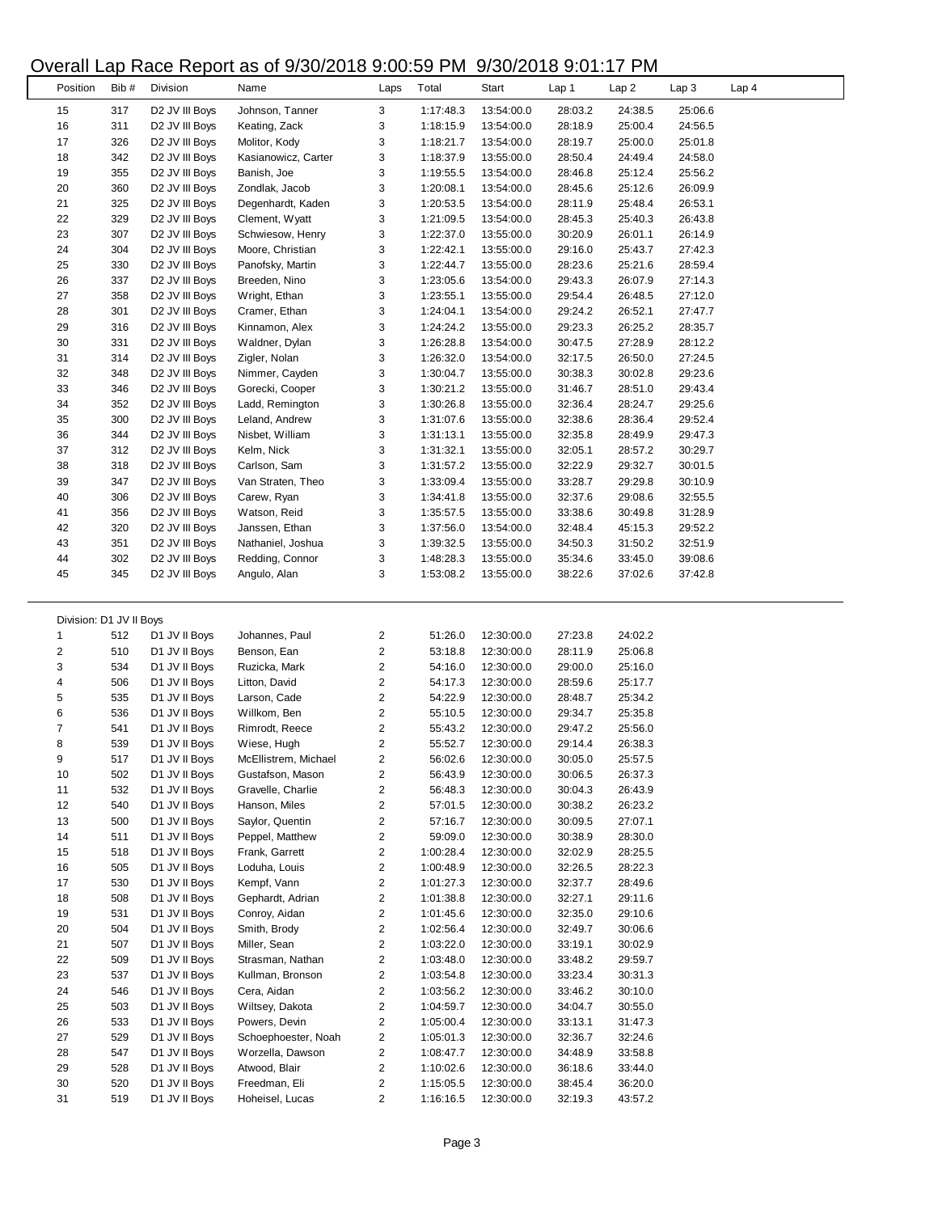# Overall Lap Race Report as of 9/30/2018 9:00:59 PM 9/30/2018 9:01:17 PM

| Position | Bib # | Division | Name | Laps | Total | Start | Lap 1 | Lap 2 | Lap 3 | Lap 4 |
|---|---|---|---|---|---|---|---|---|---|---|
| 15 | 317 | D2 JV III Boys | Johnson, Tanner | 3 | 1:17:48.3 | 13:54:00.0 | 28:03.2 | 24:38.5 | 25:06.6 | |
| 16 | 311 | D2 JV III Boys | Keating, Zack | 3 | 1:18:15.9 | 13:54:00.0 | 28:18.9 | 25:00.4 | 24:56.5 | |
| 17 | 326 | D2 JV III Boys | Molitor, Kody | 3 | 1:18:21.7 | 13:54:00.0 | 28:19.7 | 25:00.0 | 25:01.8 | |
| 18 | 342 | D2 JV III Boys | Kasianowicz, Carter | 3 | 1:18:37.9 | 13:55:00.0 | 28:50.4 | 24:49.4 | 24:58.0 | |
| 19 | 355 | D2 JV III Boys | Banish, Joe | 3 | 1:19:55.5 | 13:54:00.0 | 28:46.8 | 25:12.4 | 25:56.2 | |
| 20 | 360 | D2 JV III Boys | Zondlak, Jacob | 3 | 1:20:08.1 | 13:54:00.0 | 28:45.6 | 25:12.6 | 26:09.9 | |
| 21 | 325 | D2 JV III Boys | Degenhardt, Kaden | 3 | 1:20:53.5 | 13:54:00.0 | 28:11.9 | 25:48.4 | 26:53.1 | |
| 22 | 329 | D2 JV III Boys | Clement, Wyatt | 3 | 1:21:09.5 | 13:54:00.0 | 28:45.3 | 25:40.3 | 26:43.8 | |
| 23 | 307 | D2 JV III Boys | Schwiesow, Henry | 3 | 1:22:37.0 | 13:55:00.0 | 30:20.9 | 26:01.1 | 26:14.9 | |
| 24 | 304 | D2 JV III Boys | Moore, Christian | 3 | 1:22:42.1 | 13:55:00.0 | 29:16.0 | 25:43.7 | 27:42.3 | |
| 25 | 330 | D2 JV III Boys | Panofsky, Martin | 3 | 1:22:44.7 | 13:55:00.0 | 28:23.6 | 25:21.6 | 28:59.4 | |
| 26 | 337 | D2 JV III Boys | Breeden, Nino | 3 | 1:23:05.6 | 13:54:00.0 | 29:43.3 | 26:07.9 | 27:14.3 | |
| 27 | 358 | D2 JV III Boys | Wright, Ethan | 3 | 1:23:55.1 | 13:55:00.0 | 29:54.4 | 26:48.5 | 27:12.0 | |
| 28 | 301 | D2 JV III Boys | Cramer, Ethan | 3 | 1:24:04.1 | 13:54:00.0 | 29:24.2 | 26:52.1 | 27:47.7 | |
| 29 | 316 | D2 JV III Boys | Kinnamon, Alex | 3 | 1:24:24.2 | 13:55:00.0 | 29:23.3 | 26:25.2 | 28:35.7 | |
| 30 | 331 | D2 JV III Boys | Waldner, Dylan | 3 | 1:26:28.8 | 13:54:00.0 | 30:47.5 | 27:28.9 | 28:12.2 | |
| 31 | 314 | D2 JV III Boys | Zigler, Nolan | 3 | 1:26:32.0 | 13:54:00.0 | 32:17.5 | 26:50.0 | 27:24.5 | |
| 32 | 348 | D2 JV III Boys | Nimmer, Cayden | 3 | 1:30:04.7 | 13:55:00.0 | 30:38.3 | 30:02.8 | 29:23.6 | |
| 33 | 346 | D2 JV III Boys | Gorecki, Cooper | 3 | 1:30:21.2 | 13:55:00.0 | 31:46.7 | 28:51.0 | 29:43.4 | |
| 34 | 352 | D2 JV III Boys | Ladd, Remington | 3 | 1:30:26.8 | 13:55:00.0 | 32:36.4 | 28:24.7 | 29:25.6 | |
| 35 | 300 | D2 JV III Boys | Leland, Andrew | 3 | 1:31:07.6 | 13:55:00.0 | 32:38.6 | 28:36.4 | 29:52.4 | |
| 36 | 344 | D2 JV III Boys | Nisbet, William | 3 | 1:31:13.1 | 13:55:00.0 | 32:35.8 | 28:49.9 | 29:47.3 | |
| 37 | 312 | D2 JV III Boys | Kelm, Nick | 3 | 1:31:32.1 | 13:55:00.0 | 32:05.1 | 28:57.2 | 30:29.7 | |
| 38 | 318 | D2 JV III Boys | Carlson, Sam | 3 | 1:31:57.2 | 13:55:00.0 | 32:22.9 | 29:32.7 | 30:01.5 | |
| 39 | 347 | D2 JV III Boys | Van Straten, Theo | 3 | 1:33:09.4 | 13:55:00.0 | 33:28.7 | 29:29.8 | 30:10.9 | |
| 40 | 306 | D2 JV III Boys | Carew, Ryan | 3 | 1:34:41.8 | 13:55:00.0 | 32:37.6 | 29:08.6 | 32:55.5 | |
| 41 | 356 | D2 JV III Boys | Watson, Reid | 3 | 1:35:57.5 | 13:55:00.0 | 33:38.6 | 30:49.8 | 31:28.9 | |
| 42 | 320 | D2 JV III Boys | Janssen, Ethan | 3 | 1:37:56.0 | 13:54:00.0 | 32:48.4 | 45:15.3 | 29:52.2 | |
| 43 | 351 | D2 JV III Boys | Nathaniel, Joshua | 3 | 1:39:32.5 | 13:55:00.0 | 34:50.3 | 31:50.2 | 32:51.9 | |
| 44 | 302 | D2 JV III Boys | Redding, Connor | 3 | 1:48:28.3 | 13:55:00.0 | 35:34.6 | 33:45.0 | 39:08.6 | |
| 45 | 345 | D2 JV III Boys | Angulo, Alan | 3 | 1:53:08.2 | 13:55:00.0 | 38:22.6 | 37:02.6 | 37:42.8 | |

Division: D1 JV II Boys

| Position | Bib # | Division | Name | Laps | Total | Start | Lap 1 | Lap 2 | Lap 3 | Lap 4 |
|---|---|---|---|---|---|---|---|---|---|---|
| 1 | 512 | D1 JV II Boys | Johannes, Paul | 2 | 51:26.0 | 12:30:00.0 | 27:23.8 | 24:02.2 | | |
| 2 | 510 | D1 JV II Boys | Benson, Ean | 2 | 53:18.8 | 12:30:00.0 | 28:11.9 | 25:06.8 | | |
| 3 | 534 | D1 JV II Boys | Ruzicka, Mark | 2 | 54:16.0 | 12:30:00.0 | 29:00.0 | 25:16.0 | | |
| 4 | 506 | D1 JV II Boys | Litton, David | 2 | 54:17.3 | 12:30:00.0 | 28:59.6 | 25:17.7 | | |
| 5 | 535 | D1 JV II Boys | Larson, Cade | 2 | 54:22.9 | 12:30:00.0 | 28:48.7 | 25:34.2 | | |
| 6 | 536 | D1 JV II Boys | Willkom, Ben | 2 | 55:10.5 | 12:30:00.0 | 29:34.7 | 25:35.8 | | |
| 7 | 541 | D1 JV II Boys | Rimrodt, Reece | 2 | 55:43.2 | 12:30:00.0 | 29:47.2 | 25:56.0 | | |
| 8 | 539 | D1 JV II Boys | Wiese, Hugh | 2 | 55:52.7 | 12:30:00.0 | 29:14.4 | 26:38.3 | | |
| 9 | 517 | D1 JV II Boys | McEllistrem, Michael | 2 | 56:02.6 | 12:30:00.0 | 30:05.0 | 25:57.5 | | |
| 10 | 502 | D1 JV II Boys | Gustafson, Mason | 2 | 56:43.9 | 12:30:00.0 | 30:06.5 | 26:37.3 | | |
| 11 | 532 | D1 JV II Boys | Gravelle, Charlie | 2 | 56:48.3 | 12:30:00.0 | 30:04.3 | 26:43.9 | | |
| 12 | 540 | D1 JV II Boys | Hanson, Miles | 2 | 57:01.5 | 12:30:00.0 | 30:38.2 | 26:23.2 | | |
| 13 | 500 | D1 JV II Boys | Saylor, Quentin | 2 | 57:16.7 | 12:30:00.0 | 30:09.5 | 27:07.1 | | |
| 14 | 511 | D1 JV II Boys | Peppel, Matthew | 2 | 59:09.0 | 12:30:00.0 | 30:38.9 | 28:30.0 | | |
| 15 | 518 | D1 JV II Boys | Frank, Garrett | 2 | 1:00:28.4 | 12:30:00.0 | 32:02.9 | 28:25.5 | | |
| 16 | 505 | D1 JV II Boys | Loduha, Louis | 2 | 1:00:48.9 | 12:30:00.0 | 32:26.5 | 28:22.3 | | |
| 17 | 530 | D1 JV II Boys | Kempf, Vann | 2 | 1:01:27.3 | 12:30:00.0 | 32:37.7 | 28:49.6 | | |
| 18 | 508 | D1 JV II Boys | Gephardt, Adrian | 2 | 1:01:38.8 | 12:30:00.0 | 32:27.1 | 29:11.6 | | |
| 19 | 531 | D1 JV II Boys | Conroy, Aidan | 2 | 1:01:45.6 | 12:30:00.0 | 32:35.0 | 29:10.6 | | |
| 20 | 504 | D1 JV II Boys | Smith, Brody | 2 | 1:02:56.4 | 12:30:00.0 | 32:49.7 | 30:06.6 | | |
| 21 | 507 | D1 JV II Boys | Miller, Sean | 2 | 1:03:22.0 | 12:30:00.0 | 33:19.1 | 30:02.9 | | |
| 22 | 509 | D1 JV II Boys | Strasman, Nathan | 2 | 1:03:48.0 | 12:30:00.0 | 33:48.2 | 29:59.7 | | |
| 23 | 537 | D1 JV II Boys | Kullman, Bronson | 2 | 1:03:54.8 | 12:30:00.0 | 33:23.4 | 30:31.3 | | |
| 24 | 546 | D1 JV II Boys | Cera, Aidan | 2 | 1:03:56.2 | 12:30:00.0 | 33:46.2 | 30:10.0 | | |
| 25 | 503 | D1 JV II Boys | Wiltsey, Dakota | 2 | 1:04:59.7 | 12:30:00.0 | 34:04.7 | 30:55.0 | | |
| 26 | 533 | D1 JV II Boys | Powers, Devin | 2 | 1:05:00.4 | 12:30:00.0 | 33:13.1 | 31:47.3 | | |
| 27 | 529 | D1 JV II Boys | Schoephoester, Noah | 2 | 1:05:01.3 | 12:30:00.0 | 32:36.7 | 32:24.6 | | |
| 28 | 547 | D1 JV II Boys | Worzella, Dawson | 2 | 1:08:47.7 | 12:30:00.0 | 34:48.9 | 33:58.8 | | |
| 29 | 528 | D1 JV II Boys | Atwood, Blair | 2 | 1:10:02.6 | 12:30:00.0 | 36:18.6 | 33:44.0 | | |
| 30 | 520 | D1 JV II Boys | Freedman, Eli | 2 | 1:15:05.5 | 12:30:00.0 | 38:45.4 | 36:20.0 | | |
| 31 | 519 | D1 JV II Boys | Hoheisel, Lucas | 2 | 1:16:16.5 | 12:30:00.0 | 32:19.3 | 43:57.2 | | |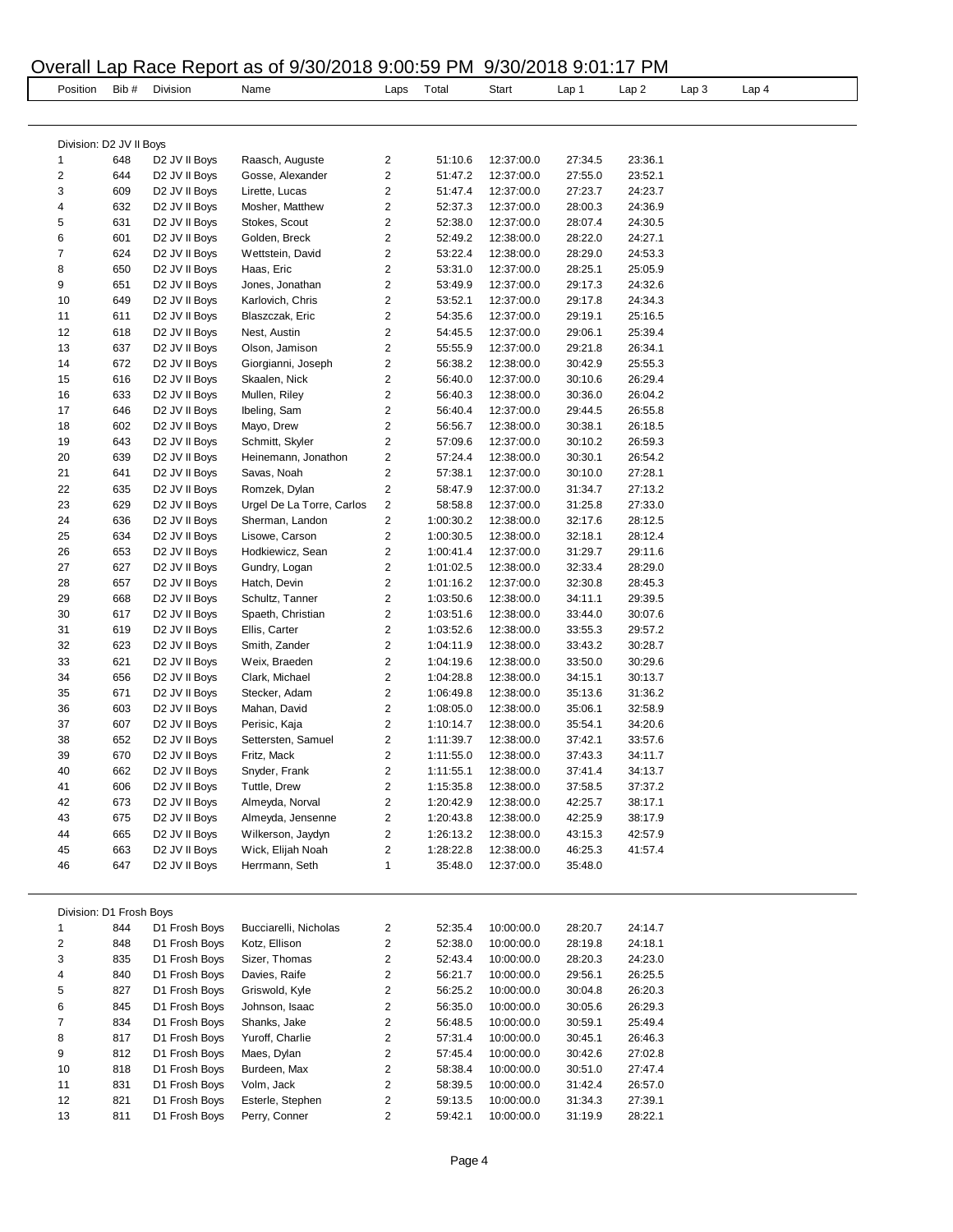# Overall Lap Race Report as of 9/30/2018 9:00:59 PM 9/30/2018 9:01:17 PM

| Position | Bib # | Division | Name | Laps | Total | Start | Lap 1 | Lap 2 | Lap 3 | Lap 4 |
|---|---|---|---|---|---|---|---|---|---|---|

Division: D2 JV II Boys

| Position | Bib # | Division | Name | Laps | Total | Start | Lap 1 | Lap 2 | Lap 3 | Lap 4 |
|---|---|---|---|---|---|---|---|---|---|---|
| 1 | 648 | D2 JV II Boys | Raasch, Auguste | 2 | 51:10.6 | 12:37:00.0 | 27:34.5 | 23:36.1 | | |
| 2 | 644 | D2 JV II Boys | Gosse, Alexander | 2 | 51:47.2 | 12:37:00.0 | 27:55.0 | 23:52.1 | | |
| 3 | 609 | D2 JV II Boys | Lirette, Lucas | 2 | 51:47.4 | 12:37:00.0 | 27:23.7 | 24:23.7 | | |
| 4 | 632 | D2 JV II Boys | Mosher, Matthew | 2 | 52:37.3 | 12:37:00.0 | 28:00.3 | 24:36.9 | | |
| 5 | 631 | D2 JV II Boys | Stokes, Scout | 2 | 52:38.0 | 12:37:00.0 | 28:07.4 | 24:30.5 | | |
| 6 | 601 | D2 JV II Boys | Golden, Breck | 2 | 52:49.2 | 12:38:00.0 | 28:22.0 | 24:27.1 | | |
| 7 | 624 | D2 JV II Boys | Wettstein, David | 2 | 53:22.4 | 12:38:00.0 | 28:29.0 | 24:53.3 | | |
| 8 | 650 | D2 JV II Boys | Haas, Eric | 2 | 53:31.0 | 12:37:00.0 | 28:25.1 | 25:05.9 | | |
| 9 | 651 | D2 JV II Boys | Jones, Jonathan | 2 | 53:49.9 | 12:37:00.0 | 29:17.3 | 24:32.6 | | |
| 10 | 649 | D2 JV II Boys | Karlovich, Chris | 2 | 53:52.1 | 12:37:00.0 | 29:17.8 | 24:34.3 | | |
| 11 | 611 | D2 JV II Boys | Blaszczak, Eric | 2 | 54:35.6 | 12:37:00.0 | 29:19.1 | 25:16.5 | | |
| 12 | 618 | D2 JV II Boys | Nest, Austin | 2 | 54:45.5 | 12:37:00.0 | 29:06.1 | 25:39.4 | | |
| 13 | 637 | D2 JV II Boys | Olson, Jamison | 2 | 55:55.9 | 12:37:00.0 | 29:21.8 | 26:34.1 | | |
| 14 | 672 | D2 JV II Boys | Giorgianni, Joseph | 2 | 56:38.2 | 12:38:00.0 | 30:42.9 | 25:55.3 | | |
| 15 | 616 | D2 JV II Boys | Skaalen, Nick | 2 | 56:40.0 | 12:37:00.0 | 30:10.6 | 26:29.4 | | |
| 16 | 633 | D2 JV II Boys | Mullen, Riley | 2 | 56:40.3 | 12:38:00.0 | 30:36.0 | 26:04.2 | | |
| 17 | 646 | D2 JV II Boys | Ibeling, Sam | 2 | 56:40.4 | 12:37:00.0 | 29:44.5 | 26:55.8 | | |
| 18 | 602 | D2 JV II Boys | Mayo, Drew | 2 | 56:56.7 | 12:38:00.0 | 30:38.1 | 26:18.5 | | |
| 19 | 643 | D2 JV II Boys | Schmitt, Skyler | 2 | 57:09.6 | 12:37:00.0 | 30:10.2 | 26:59.3 | | |
| 20 | 639 | D2 JV II Boys | Heinemann, Jonathon | 2 | 57:24.4 | 12:38:00.0 | 30:30.1 | 26:54.2 | | |
| 21 | 641 | D2 JV II Boys | Savas, Noah | 2 | 57:38.1 | 12:37:00.0 | 30:10.0 | 27:28.1 | | |
| 22 | 635 | D2 JV II Boys | Romzek, Dylan | 2 | 58:47.9 | 12:37:00.0 | 31:34.7 | 27:13.2 | | |
| 23 | 629 | D2 JV II Boys | Urgel De La Torre, Carlos | 2 | 58:58.8 | 12:37:00.0 | 31:25.8 | 27:33.0 | | |
| 24 | 636 | D2 JV II Boys | Sherman, Landon | 2 | 1:00:30.2 | 12:38:00.0 | 32:17.6 | 28:12.5 | | |
| 25 | 634 | D2 JV II Boys | Lisowe, Carson | 2 | 1:00:30.5 | 12:38:00.0 | 32:18.1 | 28:12.4 | | |
| 26 | 653 | D2 JV II Boys | Hodkiewicz, Sean | 2 | 1:00:41.4 | 12:37:00.0 | 31:29.7 | 29:11.6 | | |
| 27 | 627 | D2 JV II Boys | Gundry, Logan | 2 | 1:01:02.5 | 12:38:00.0 | 32:33.4 | 28:29.0 | | |
| 28 | 657 | D2 JV II Boys | Hatch, Devin | 2 | 1:01:16.2 | 12:37:00.0 | 32:30.8 | 28:45.3 | | |
| 29 | 668 | D2 JV II Boys | Schultz, Tanner | 2 | 1:03:50.6 | 12:38:00.0 | 34:11.1 | 29:39.5 | | |
| 30 | 617 | D2 JV II Boys | Spaeth, Christian | 2 | 1:03:51.6 | 12:38:00.0 | 33:44.0 | 30:07.6 | | |
| 31 | 619 | D2 JV II Boys | Ellis, Carter | 2 | 1:03:52.6 | 12:38:00.0 | 33:55.3 | 29:57.2 | | |
| 32 | 623 | D2 JV II Boys | Smith, Zander | 2 | 1:04:11.9 | 12:38:00.0 | 33:43.2 | 30:28.7 | | |
| 33 | 621 | D2 JV II Boys | Weix, Braeden | 2 | 1:04:19.6 | 12:38:00.0 | 33:50.0 | 30:29.6 | | |
| 34 | 656 | D2 JV II Boys | Clark, Michael | 2 | 1:04:28.8 | 12:38:00.0 | 34:15.1 | 30:13.7 | | |
| 35 | 671 | D2 JV II Boys | Stecker, Adam | 2 | 1:06:49.8 | 12:38:00.0 | 35:13.6 | 31:36.2 | | |
| 36 | 603 | D2 JV II Boys | Mahan, David | 2 | 1:08:05.0 | 12:38:00.0 | 35:06.1 | 32:58.9 | | |
| 37 | 607 | D2 JV II Boys | Perisic, Kaja | 2 | 1:10:14.7 | 12:38:00.0 | 35:54.1 | 34:20.6 | | |
| 38 | 652 | D2 JV II Boys | Settersten, Samuel | 2 | 1:11:39.7 | 12:38:00.0 | 37:42.1 | 33:57.6 | | |
| 39 | 670 | D2 JV II Boys | Fritz, Mack | 2 | 1:11:55.0 | 12:38:00.0 | 37:43.3 | 34:11.7 | | |
| 40 | 662 | D2 JV II Boys | Snyder, Frank | 2 | 1:11:55.1 | 12:38:00.0 | 37:41.4 | 34:13.7 | | |
| 41 | 606 | D2 JV II Boys | Tuttle, Drew | 2 | 1:15:35.8 | 12:38:00.0 | 37:58.5 | 37:37.2 | | |
| 42 | 673 | D2 JV II Boys | Almeyda, Norval | 2 | 1:20:42.9 | 12:38:00.0 | 42:25.7 | 38:17.1 | | |
| 43 | 675 | D2 JV II Boys | Almeyda, Jensenne | 2 | 1:20:43.8 | 12:38:00.0 | 42:25.9 | 38:17.9 | | |
| 44 | 665 | D2 JV II Boys | Wilkerson, Jaydyn | 2 | 1:26:13.2 | 12:38:00.0 | 43:15.3 | 42:57.9 | | |
| 45 | 663 | D2 JV II Boys | Wick, Elijah Noah | 2 | 1:28:22.8 | 12:38:00.0 | 46:25.3 | 41:57.4 | | |
| 46 | 647 | D2 JV II Boys | Herrmann, Seth | 1 | 35:48.0 | 12:37:00.0 | 35:48.0 | | | |

Division: D1 Frosh Boys

| Position | Bib # | Division | Name | Laps | Total | Start | Lap 1 | Lap 2 | Lap 3 | Lap 4 |
|---|---|---|---|---|---|---|---|---|---|---|
| 1 | 844 | D1 Frosh Boys | Bucciarelli, Nicholas | 2 | 52:35.4 | 10:00:00.0 | 28:20.7 | 24:14.7 | | |
| 2 | 848 | D1 Frosh Boys | Kotz, Ellison | 2 | 52:38.0 | 10:00:00.0 | 28:19.8 | 24:18.1 | | |
| 3 | 835 | D1 Frosh Boys | Sizer, Thomas | 2 | 52:43.4 | 10:00:00.0 | 28:20.3 | 24:23.0 | | |
| 4 | 840 | D1 Frosh Boys | Davies, Raife | 2 | 56:21.7 | 10:00:00.0 | 29:56.1 | 26:25.5 | | |
| 5 | 827 | D1 Frosh Boys | Griswold, Kyle | 2 | 56:25.2 | 10:00:00.0 | 30:04.8 | 26:20.3 | | |
| 6 | 845 | D1 Frosh Boys | Johnson, Isaac | 2 | 56:35.0 | 10:00:00.0 | 30:05.6 | 26:29.3 | | |
| 7 | 834 | D1 Frosh Boys | Shanks, Jake | 2 | 56:48.5 | 10:00:00.0 | 30:59.1 | 25:49.4 | | |
| 8 | 817 | D1 Frosh Boys | Yuroff, Charlie | 2 | 57:31.4 | 10:00:00.0 | 30:45.1 | 26:46.3 | | |
| 9 | 812 | D1 Frosh Boys | Maes, Dylan | 2 | 57:45.4 | 10:00:00.0 | 30:42.6 | 27:02.8 | | |
| 10 | 818 | D1 Frosh Boys | Burdeen, Max | 2 | 58:38.4 | 10:00:00.0 | 30:51.0 | 27:47.4 | | |
| 11 | 831 | D1 Frosh Boys | Volm, Jack | 2 | 58:39.5 | 10:00:00.0 | 31:42.4 | 26:57.0 | | |
| 12 | 821 | D1 Frosh Boys | Esterle, Stephen | 2 | 59:13.5 | 10:00:00.0 | 31:34.3 | 27:39.1 | | |
| 13 | 811 | D1 Frosh Boys | Perry, Conner | 2 | 59:42.1 | 10:00:00.0 | 31:19.9 | 28:22.1 | | |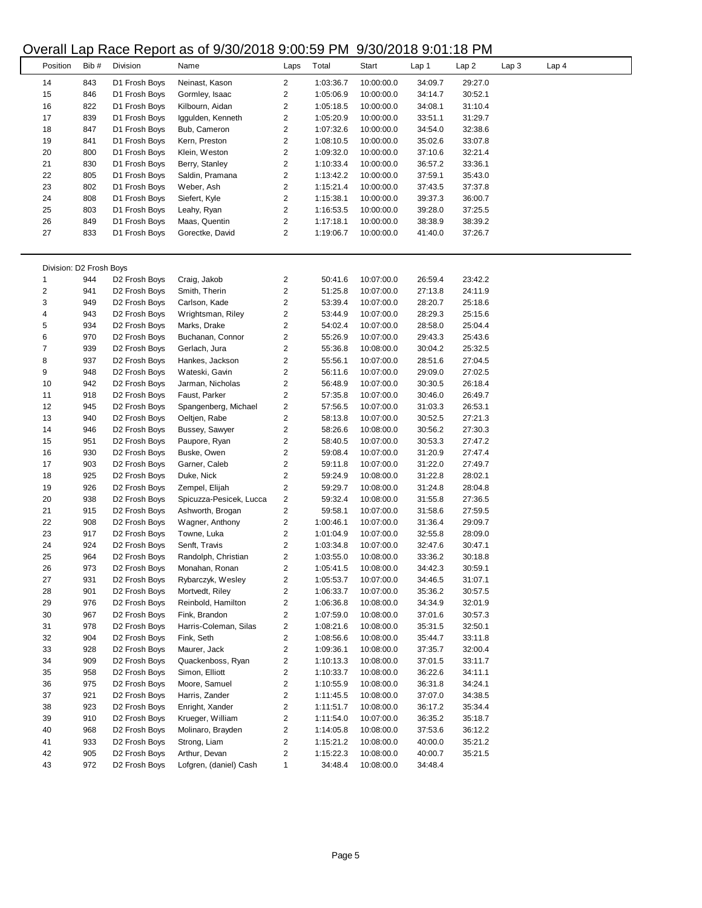# Overall Lap Race Report as of 9/30/2018 9:00:59 PM 9/30/2018 9:01:18 PM

| Position | Bib # | Division | Name | Laps | Total | Start | Lap 1 | Lap 2 | Lap 3 | Lap 4 |
|---|---|---|---|---|---|---|---|---|---|---|
| 14 | 843 | D1 Frosh Boys | Neinast, Kason | 2 | 1:03:36.7 | 10:00:00.0 | 34:09.7 | 29:27.0 | | |
| 15 | 846 | D1 Frosh Boys | Gormley, Isaac | 2 | 1:05:06.9 | 10:00:00.0 | 34:14.7 | 30:52.1 | | |
| 16 | 822 | D1 Frosh Boys | Kilbourn, Aidan | 2 | 1:05:18.5 | 10:00:00.0 | 34:08.1 | 31:10.4 | | |
| 17 | 839 | D1 Frosh Boys | Iggulden, Kenneth | 2 | 1:05:20.9 | 10:00:00.0 | 33:51.1 | 31:29.7 | | |
| 18 | 847 | D1 Frosh Boys | Bub, Cameron | 2 | 1:07:32.6 | 10:00:00.0 | 34:54.0 | 32:38.6 | | |
| 19 | 841 | D1 Frosh Boys | Kern, Preston | 2 | 1:08:10.5 | 10:00:00.0 | 35:02.6 | 33:07.8 | | |
| 20 | 800 | D1 Frosh Boys | Klein, Weston | 2 | 1:09:32.0 | 10:00:00.0 | 37:10.6 | 32:21.4 | | |
| 21 | 830 | D1 Frosh Boys | Berry, Stanley | 2 | 1:10:33.4 | 10:00:00.0 | 36:57.2 | 33:36.1 | | |
| 22 | 805 | D1 Frosh Boys | Saldin, Pramana | 2 | 1:13:42.2 | 10:00:00.0 | 37:59.1 | 35:43.0 | | |
| 23 | 802 | D1 Frosh Boys | Weber, Ash | 2 | 1:15:21.4 | 10:00:00.0 | 37:43.5 | 37:37.8 | | |
| 24 | 808 | D1 Frosh Boys | Siefert, Kyle | 2 | 1:15:38.1 | 10:00:00.0 | 39:37.3 | 36:00.7 | | |
| 25 | 803 | D1 Frosh Boys | Leahy, Ryan | 2 | 1:16:53.5 | 10:00:00.0 | 39:28.0 | 37:25.5 | | |
| 26 | 849 | D1 Frosh Boys | Maas, Quentin | 2 | 1:17:18.1 | 10:00:00.0 | 38:38.9 | 38:39.2 | | |
| 27 | 833 | D1 Frosh Boys | Gorectke, David | 2 | 1:19:06.7 | 10:00:00.0 | 41:40.0 | 37:26.7 | | |

Division: D2 Frosh Boys

| Position | Bib # | Division | Name | Laps | Total | Start | Lap 1 | Lap 2 | Lap 3 | Lap 4 |
|---|---|---|---|---|---|---|---|---|---|---|
| 1 | 944 | D2 Frosh Boys | Craig, Jakob | 2 | 50:41.6 | 10:07:00.0 | 26:59.4 | 23:42.2 | | |
| 2 | 941 | D2 Frosh Boys | Smith, Therin | 2 | 51:25.8 | 10:07:00.0 | 27:13.8 | 24:11.9 | | |
| 3 | 949 | D2 Frosh Boys | Carlson, Kade | 2 | 53:39.4 | 10:07:00.0 | 28:20.7 | 25:18.6 | | |
| 4 | 943 | D2 Frosh Boys | Wrightsman, Riley | 2 | 53:44.9 | 10:07:00.0 | 28:29.3 | 25:15.6 | | |
| 5 | 934 | D2 Frosh Boys | Marks, Drake | 2 | 54:02.4 | 10:07:00.0 | 28:58.0 | 25:04.4 | | |
| 6 | 970 | D2 Frosh Boys | Buchanan, Connor | 2 | 55:26.9 | 10:07:00.0 | 29:43.3 | 25:43.6 | | |
| 7 | 939 | D2 Frosh Boys | Gerlach, Jura | 2 | 55:36.8 | 10:08:00.0 | 30:04.2 | 25:32.5 | | |
| 8 | 937 | D2 Frosh Boys | Hankes, Jackson | 2 | 55:56.1 | 10:07:00.0 | 28:51.6 | 27:04.5 | | |
| 9 | 948 | D2 Frosh Boys | Wateski, Gavin | 2 | 56:11.6 | 10:07:00.0 | 29:09.0 | 27:02.5 | | |
| 10 | 942 | D2 Frosh Boys | Jarman, Nicholas | 2 | 56:48.9 | 10:07:00.0 | 30:30.5 | 26:18.4 | | |
| 11 | 918 | D2 Frosh Boys | Faust, Parker | 2 | 57:35.8 | 10:07:00.0 | 30:46.0 | 26:49.7 | | |
| 12 | 945 | D2 Frosh Boys | Spangenberg, Michael | 2 | 57:56.5 | 10:07:00.0 | 31:03.3 | 26:53.1 | | |
| 13 | 940 | D2 Frosh Boys | Oeltjen, Rabe | 2 | 58:13.8 | 10:07:00.0 | 30:52.5 | 27:21.3 | | |
| 14 | 946 | D2 Frosh Boys | Bussey, Sawyer | 2 | 58:26.6 | 10:08:00.0 | 30:56.2 | 27:30.3 | | |
| 15 | 951 | D2 Frosh Boys | Paupore, Ryan | 2 | 58:40.5 | 10:07:00.0 | 30:53.3 | 27:47.2 | | |
| 16 | 930 | D2 Frosh Boys | Buske, Owen | 2 | 59:08.4 | 10:07:00.0 | 31:20.9 | 27:47.4 | | |
| 17 | 903 | D2 Frosh Boys | Garner, Caleb | 2 | 59:11.8 | 10:07:00.0 | 31:22.0 | 27:49.7 | | |
| 18 | 925 | D2 Frosh Boys | Duke, Nick | 2 | 59:24.9 | 10:08:00.0 | 31:22.8 | 28:02.1 | | |
| 19 | 926 | D2 Frosh Boys | Zempel, Elijah | 2 | 59:29.7 | 10:08:00.0 | 31:24.8 | 28:04.8 | | |
| 20 | 938 | D2 Frosh Boys | Spicuzza-Pesicek, Lucca | 2 | 59:32.4 | 10:08:00.0 | 31:55.8 | 27:36.5 | | |
| 21 | 915 | D2 Frosh Boys | Ashworth, Brogan | 2 | 59:58.1 | 10:07:00.0 | 31:58.6 | 27:59.5 | | |
| 22 | 908 | D2 Frosh Boys | Wagner, Anthony | 2 | 1:00:46.1 | 10:07:00.0 | 31:36.4 | 29:09.7 | | |
| 23 | 917 | D2 Frosh Boys | Towne, Luka | 2 | 1:01:04.9 | 10:07:00.0 | 32:55.8 | 28:09.0 | | |
| 24 | 924 | D2 Frosh Boys | Senft, Travis | 2 | 1:03:34.8 | 10:07:00.0 | 32:47.6 | 30:47.1 | | |
| 25 | 964 | D2 Frosh Boys | Randolph, Christian | 2 | 1:03:55.0 | 10:08:00.0 | 33:36.2 | 30:18.8 | | |
| 26 | 973 | D2 Frosh Boys | Monahan, Ronan | 2 | 1:05:41.5 | 10:08:00.0 | 34:42.3 | 30:59.1 | | |
| 27 | 931 | D2 Frosh Boys | Rybarczyk, Wesley | 2 | 1:05:53.7 | 10:07:00.0 | 34:46.5 | 31:07.1 | | |
| 28 | 901 | D2 Frosh Boys | Mortvedt, Riley | 2 | 1:06:33.7 | 10:07:00.0 | 35:36.2 | 30:57.5 | | |
| 29 | 976 | D2 Frosh Boys | Reinbold, Hamilton | 2 | 1:06:36.8 | 10:08:00.0 | 34:34.9 | 32:01.9 | | |
| 30 | 967 | D2 Frosh Boys | Fink, Brandon | 2 | 1:07:59.0 | 10:08:00.0 | 37:01.6 | 30:57.3 | | |
| 31 | 978 | D2 Frosh Boys | Harris-Coleman, Silas | 2 | 1:08:21.6 | 10:08:00.0 | 35:31.5 | 32:50.1 | | |
| 32 | 904 | D2 Frosh Boys | Fink, Seth | 2 | 1:08:56.6 | 10:08:00.0 | 35:44.7 | 33:11.8 | | |
| 33 | 928 | D2 Frosh Boys | Maurer, Jack | 2 | 1:09:36.1 | 10:08:00.0 | 37:35.7 | 32:00.4 | | |
| 34 | 909 | D2 Frosh Boys | Quackenboss, Ryan | 2 | 1:10:13.3 | 10:08:00.0 | 37:01.5 | 33:11.7 | | |
| 35 | 958 | D2 Frosh Boys | Simon, Elliott | 2 | 1:10:33.7 | 10:08:00.0 | 36:22.6 | 34:11.1 | | |
| 36 | 975 | D2 Frosh Boys | Moore, Samuel | 2 | 1:10:55.9 | 10:08:00.0 | 36:31.8 | 34:24.1 | | |
| 37 | 921 | D2 Frosh Boys | Harris, Zander | 2 | 1:11:45.5 | 10:08:00.0 | 37:07.0 | 34:38.5 | | |
| 38 | 923 | D2 Frosh Boys | Enright, Xander | 2 | 1:11:51.7 | 10:08:00.0 | 36:17.2 | 35:34.4 | | |
| 39 | 910 | D2 Frosh Boys | Krueger, William | 2 | 1:11:54.0 | 10:07:00.0 | 36:35.2 | 35:18.7 | | |
| 40 | 968 | D2 Frosh Boys | Molinaro, Brayden | 2 | 1:14:05.8 | 10:08:00.0 | 37:53.6 | 36:12.2 | | |
| 41 | 933 | D2 Frosh Boys | Strong, Liam | 2 | 1:15:21.2 | 10:08:00.0 | 40:00.0 | 35:21.2 | | |
| 42 | 905 | D2 Frosh Boys | Arthur, Devan | 2 | 1:15:22.3 | 10:08:00.0 | 40:00.7 | 35:21.5 | | |
| 43 | 972 | D2 Frosh Boys | Lofgren, (daniel) Cash | 1 | 34:48.4 | 10:08:00.0 | 34:48.4 | | | |